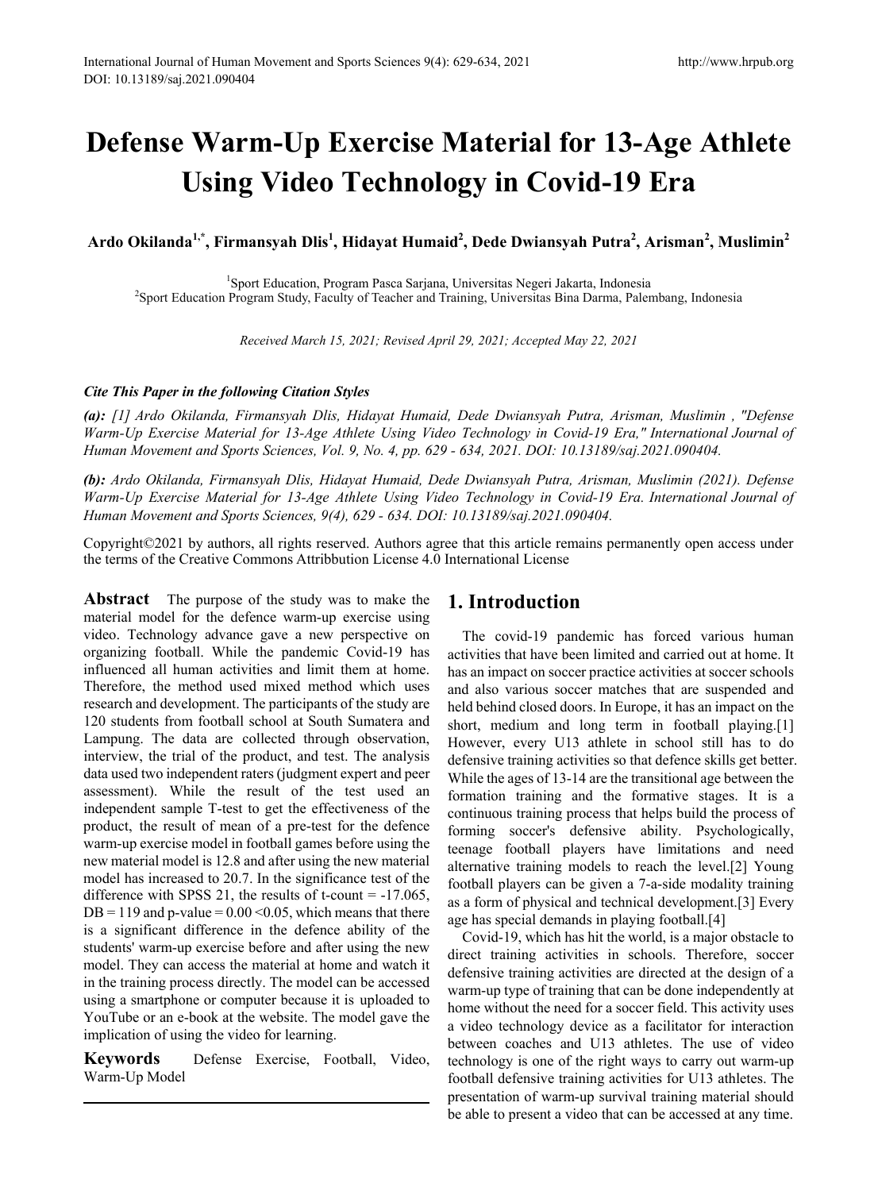# Defense Warm-Up Exercise Material for 13-Age Athlete Using Video Technology in Covid-19 Era

**Ardo Okilanda[1,*], Firmansyah Dlis[1], Hidayat Humaid[2], Dede Dwiansyah Putra[2], Arisman[2], Muslimin[2]**

[1]Sport Education, Program Pasca Sarjana, Universitas Negeri Jakarta, Indonesia
[2]Sport Education Program Study, Faculty of Teacher and Training, Universitas Bina Darma, Palembang, Indonesia

*Received March 15, 2021; Revised April 29, 2021; Accepted May 22, 2021*

***Cite This Paper in the following Citation Styles***

***(a):*** *[1] Ardo Okilanda, Firmansyah Dlis, Hidayat Humaid, Dede Dwiansyah Putra, Arisman, Muslimin , "Defense Warm-Up Exercise Material for 13-Age Athlete Using Video Technology in Covid-19 Era," International Journal of Human Movement and Sports Sciences, Vol. 9, No. 4, pp. 629 - 634, 2021. DOI: 10.13189/saj.2021.090404.*

***(b):*** *Ardo Okilanda, Firmansyah Dlis, Hidayat Humaid, Dede Dwiansyah Putra, Arisman, Muslimin (2021). Defense Warm-Up Exercise Material for 13-Age Athlete Using Video Technology in Covid-19 Era. International Journal of Human Movement and Sports Sciences, 9(4), 629 - 634. DOI: 10.13189/saj.2021.090404.*

Copyright©2021 by authors, all rights reserved. Authors agree that this article remains permanently open access under the terms of the Creative Commons Attribbution License 4.0 International License

**Abstract** The purpose of the study was to make the material model for the defence warm-up exercise using video. Technology advance gave a new perspective on organizing football. While the pandemic Covid-19 has influenced all human activities and limit them at home. Therefore, the method used mixed method which uses research and development. The participants of the study are 120 students from football school at South Sumatera and Lampung. The data are collected through observation, interview, the trial of the product, and test. The analysis data used two independent raters (judgment expert and peer assessment). While the result of the test used an independent sample T-test to get the effectiveness of the product, the result of mean of a pre-test for the defence warm-up exercise model in football games before using the new material model is 12.8 and after using the new material model has increased to 20.7. In the significance test of the difference with SPSS 21, the results of t-count = -17.065, DB = 119 and p-value = 0.00 <0.05, which means that there is a significant difference in the defence ability of the students' warm-up exercise before and after using the new model. They can access the material at home and watch it in the training process directly. The model can be accessed using a smartphone or computer because it is uploaded to YouTube or an e-book at the website. The model gave the implication of using the video for learning.

**Keywords** Defense Exercise, Football, Video, Warm-Up Model

## 1. Introduction

The covid-19 pandemic has forced various human activities that have been limited and carried out at home. It has an impact on soccer practice activities at soccer schools and also various soccer matches that are suspended and held behind closed doors. In Europe, it has an impact on the short, medium and long term in football playing.[1] However, every U13 athlete in school still has to do defensive training activities so that defence skills get better. While the ages of 13-14 are the transitional age between the formation training and the formative stages. It is a continuous training process that helps build the process of forming soccer's defensive ability. Psychologically, teenage football players have limitations and need alternative training models to reach the level.[2] Young football players can be given a 7-a-side modality training as a form of physical and technical development.[3] Every age has special demands in playing football.[4]

Covid-19, which has hit the world, is a major obstacle to direct training activities in schools. Therefore, soccer defensive training activities are directed at the design of a warm-up type of training that can be done independently at home without the need for a soccer field. This activity uses a video technology device as a facilitator for interaction between coaches and U13 athletes. The use of video technology is one of the right ways to carry out warm-up football defensive training activities for U13 athletes. The presentation of warm-up survival training material should be able to present a video that can be accessed at any time.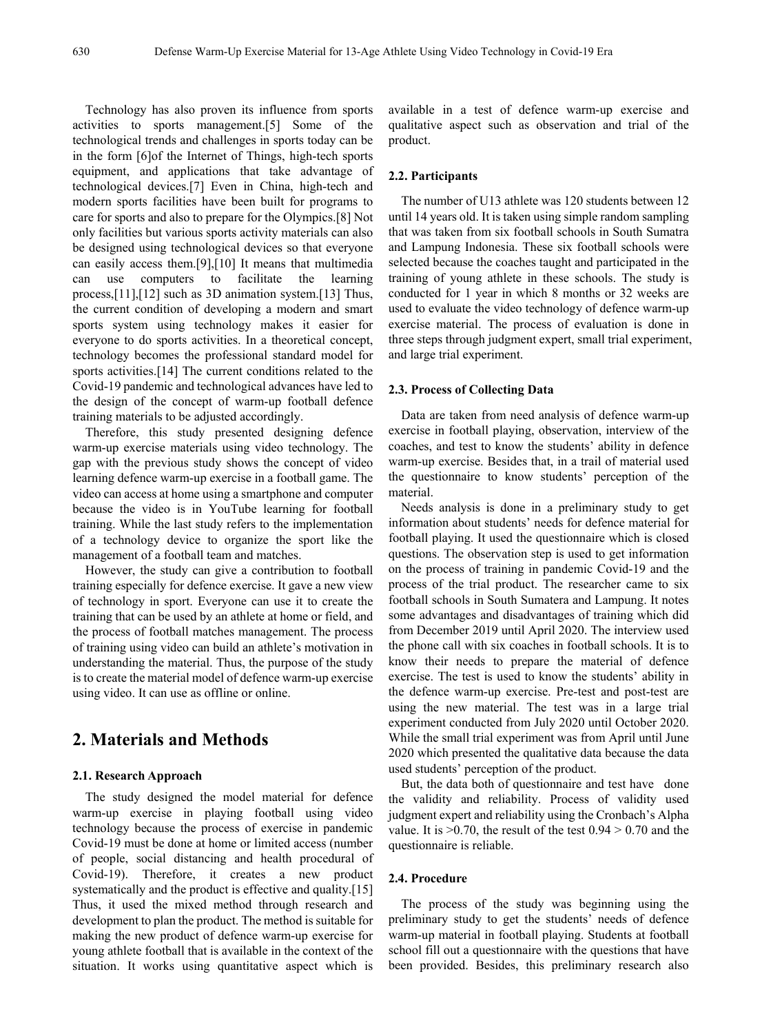Technology has also proven its influence from sports activities to sports management.[5] Some of the technological trends and challenges in sports today can be in the form [6]of the Internet of Things, high-tech sports equipment, and applications that take advantage of technological devices.[7] Even in China, high-tech and modern sports facilities have been built for programs to care for sports and also to prepare for the Olympics.[8] Not only facilities but various sports activity materials can also be designed using technological devices so that everyone can easily access them.[9],[10] It means that multimedia can use computers to facilitate the learning process,[11],[12] such as 3D animation system.[13] Thus, the current condition of developing a modern and smart sports system using technology makes it easier for everyone to do sports activities. In a theoretical concept, technology becomes the professional standard model for sports activities.[14] The current conditions related to the Covid-19 pandemic and technological advances have led to the design of the concept of warm-up football defence training materials to be adjusted accordingly.

Therefore, this study presented designing defence warm-up exercise materials using video technology. The gap with the previous study shows the concept of video learning defence warm-up exercise in a football game. The video can access at home using a smartphone and computer because the video is in YouTube learning for football training. While the last study refers to the implementation of a technology device to organize the sport like the management of a football team and matches.

However, the study can give a contribution to football training especially for defence exercise. It gave a new view of technology in sport. Everyone can use it to create the training that can be used by an athlete at home or field, and the process of football matches management. The process of training using video can build an athlete's motivation in understanding the material. Thus, the purpose of the study is to create the material model of defence warm-up exercise using video. It can use as offline or online.

## 2. Materials and Methods

### 2.1. Research Approach

The study designed the model material for defence warm-up exercise in playing football using video technology because the process of exercise in pandemic Covid-19 must be done at home or limited access (number of people, social distancing and health procedural of Covid-19). Therefore, it creates a new product systematically and the product is effective and quality.[15] Thus, it used the mixed method through research and development to plan the product. The method is suitable for making the new product of defence warm-up exercise for young athlete football that is available in the context of the situation. It works using quantitative aspect which is available in a test of defence warm-up exercise and qualitative aspect such as observation and trial of the product.

### 2.2. Participants

The number of U13 athlete was 120 students between 12 until 14 years old. It is taken using simple random sampling that was taken from six football schools in South Sumatra and Lampung Indonesia. These six football schools were selected because the coaches taught and participated in the training of young athlete in these schools. The study is conducted for 1 year in which 8 months or 32 weeks are used to evaluate the video technology of defence warm-up exercise material. The process of evaluation is done in three steps through judgment expert, small trial experiment, and large trial experiment.

### 2.3. Process of Collecting Data

Data are taken from need analysis of defence warm-up exercise in football playing, observation, interview of the coaches, and test to know the students' ability in defence warm-up exercise. Besides that, in a trail of material used the questionnaire to know students' perception of the material.

Needs analysis is done in a preliminary study to get information about students' needs for defence material for football playing. It used the questionnaire which is closed questions. The observation step is used to get information on the process of training in pandemic Covid-19 and the process of the trial product. The researcher came to six football schools in South Sumatera and Lampung. It notes some advantages and disadvantages of training which did from December 2019 until April 2020. The interview used the phone call with six coaches in football schools. It is to know their needs to prepare the material of defence exercise. The test is used to know the students' ability in the defence warm-up exercise. Pre-test and post-test are using the new material. The test was in a large trial experiment conducted from July 2020 until October 2020. While the small trial experiment was from April until June 2020 which presented the qualitative data because the data used students' perception of the product.

But, the data both of questionnaire and test have done the validity and reliability. Process of validity used judgment expert and reliability using the Cronbach's Alpha value. It is $>0.70$, the result of the test $0.94 > 0.70$ and the questionnaire is reliable.

### 2.4. Procedure

The process of the study was beginning using the preliminary study to get the students' needs of defence warm-up material in football playing. Students at football school fill out a questionnaire with the questions that have been provided. Besides, this preliminary research also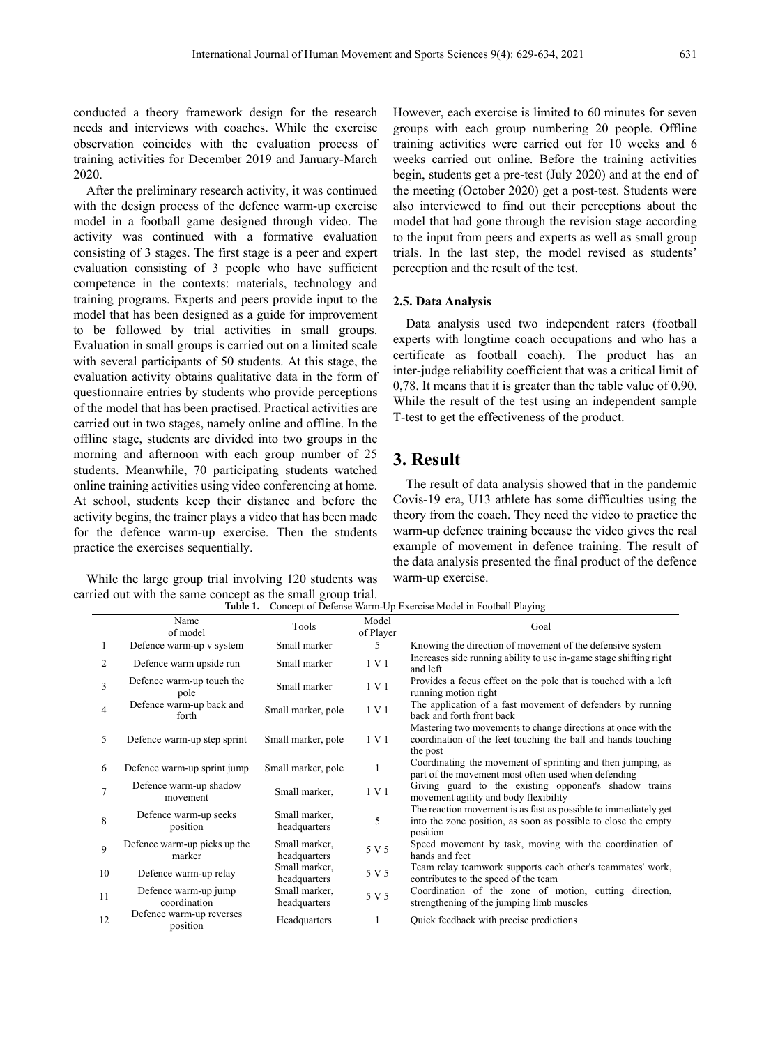conducted a theory framework design for the research needs and interviews with coaches. While the exercise observation coincides with the evaluation process of training activities for December 2019 and January-March 2020.

After the preliminary research activity, it was continued with the design process of the defence warm-up exercise model in a football game designed through video. The activity was continued with a formative evaluation consisting of 3 stages. The first stage is a peer and expert evaluation consisting of 3 people who have sufficient competence in the contexts: materials, technology and training programs. Experts and peers provide input to the model that has been designed as a guide for improvement to be followed by trial activities in small groups. Evaluation in small groups is carried out on a limited scale with several participants of 50 students. At this stage, the evaluation activity obtains qualitative data in the form of questionnaire entries by students who provide perceptions of the model that has been practised. Practical activities are carried out in two stages, namely online and offline. In the offline stage, students are divided into two groups in the morning and afternoon with each group number of 25 students. Meanwhile, 70 participating students watched online training activities using video conferencing at home. At school, students keep their distance and before the activity begins, the trainer plays a video that has been made for the defence warm-up exercise. Then the students practice the exercises sequentially.

While the large group trial involving 120 students was carried out with the same concept as the small group trial. However, each exercise is limited to 60 minutes for seven groups with each group numbering 20 people. Offline training activities were carried out for 10 weeks and 6 weeks carried out online. Before the training activities begin, students get a pre-test (July 2020) and at the end of the meeting (October 2020) get a post-test. Students were also interviewed to find out their perceptions about the model that had gone through the revision stage according to the input from peers and experts as well as small group trials. In the last step, the model revised as students' perception and the result of the test.

### 2.5. Data Analysis

Data analysis used two independent raters (football experts with longtime coach occupations and who has a certificate as football coach). The product has an inter-judge reliability coefficient that was a critical limit of 0,78. It means that it is greater than the table value of 0.90. While the result of the test using an independent sample T-test to get the effectiveness of the product.

## 3. Result

The result of data analysis showed that in the pandemic Covis-19 era, U13 athlete has some difficulties using the theory from the coach. They need the video to practice the warm-up defence training because the video gives the real example of movement in defence training. The result of the data analysis presented the final product of the defence warm-up exercise.

**Table 1.** Concept of Defense Warm-Up Exercise Model in Football Playing

| | Name of model | Tools | Model of Player | Goal |
|---|---|---|---|---|
| 1 | Defence warm-up v system | Small marker | 5 | Knowing the direction of movement of the defensive system |
| 2 | Defence warm upside run | Small marker | 1 V 1 | Increases side running ability to use in-game stage shifting right and left |
| 3 | Defence warm-up touch the pole | Small marker | 1 V 1 | Provides a focus effect on the pole that is touched with a left running motion right |
| 4 | Defence warm-up back and forth | Small marker, pole | 1 V 1 | The application of a fast movement of defenders by running back and forth front back |
| 5 | Defence warm-up step sprint | Small marker, pole | 1 V 1 | Mastering two movements to change directions at once with the coordination of the feet touching the ball and hands touching the post |
| 6 | Defence warm-up sprint jump | Small marker, pole | 1 | Coordinating the movement of sprinting and then jumping, as part of the movement most often used when defending |
| 7 | Defence warm-up shadow movement | Small marker, | 1 V 1 | Giving guard to the existing opponent's shadow trains movement agility and body flexibility |
| 8 | Defence warm-up seeks position | Small marker, headquarters | 5 | The reaction movement is as fast as possible to immediately get into the zone position, as soon as possible to close the empty position |
| 9 | Defence warm-up picks up the marker | Small marker, headquarters | 5 V 5 | Speed movement by task, moving with the coordination of hands and feet |
| 10 | Defence warm-up relay | Small marker, headquarters | 5 V 5 | Team relay teamwork supports each other's teammates' work, contributes to the speed of the team |
| 11 | Defence warm-up jump coordination | Small marker, headquarters | 5 V 5 | Coordination of the zone of motion, cutting direction, strengthening of the jumping limb muscles |
| 12 | Defence warm-up reverses position | Headquarters | 1 | Quick feedback with precise predictions |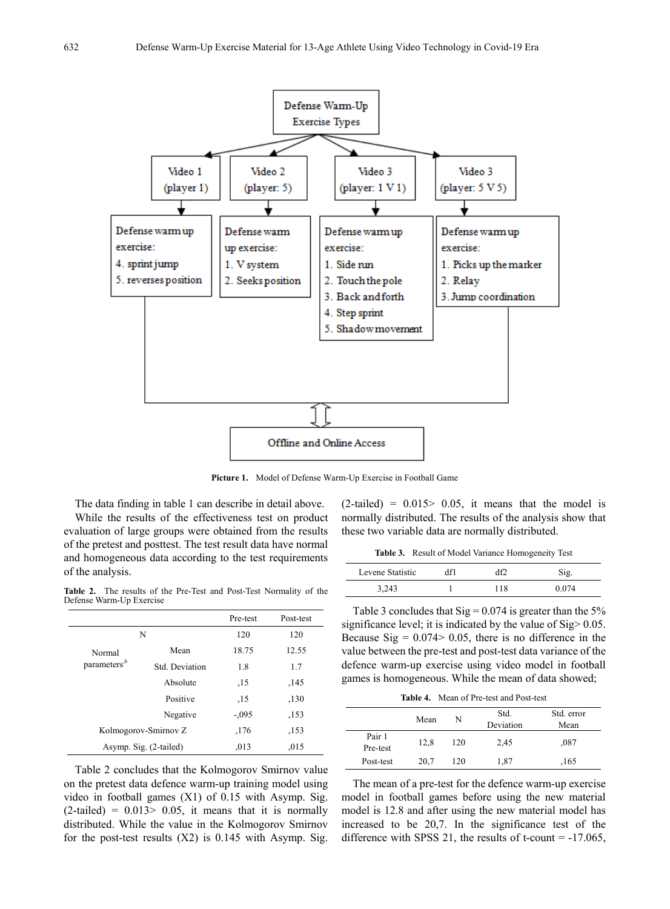Defense Warm-Up Exercise Types

- Video 1 (player 1)
  - Defense warm up exercise:
    4. sprint jump
    5. reverses position
- Video 2 (player: 5)
  - Defense warm up exercise:
    1. V system
    2. Seeks position
- Video 3 (player: 1 V 1)
  - Defense warm up exercise:
    1. Side run
    2. Touch the pole
    3. Back and forth
    4. Step sprint
    5. Shadow movement
- Video 3 (player: 5 V 5)
  - Defense warm up exercise:
    1. Picks up the marker
    2. Relay
    3. Jump coordination

Offline and Online Access

**Picture 1.** Model of Defense Warm-Up Exercise in Football Game

The data finding in table 1 can describe in detail above.

While the results of the effectiveness test on product evaluation of large groups were obtained from the results of the pretest and posttest. The test result data have normal and homogeneous data according to the test requirements of the analysis.

**Table 2.** The results of the Pre-Test and Post-Test Normality of the Defense Warm-Up Exercise

| | | Pre-test | Post-test |
|---|---|---|---|
| N | | 120 | 120 |
| Normal parameters[b] | Mean | 18.75 | 12.55 |
| | Std. Deviation | 1.8 | 1.7 |
| | Absolute | ,15 | ,145 |
| | Positive | ,15 | ,130 |
| | Negative | -,095 | ,153 |
| Kolmogorov-Smirnov Z | | ,176 | ,153 |
| Asymp. Sig. (2-tailed) | | ,013 | ,015 |

Table 2 concludes that the Kolmogorov Smirnov value on the pretest data defence warm-up training model using video in football games (X1) of 0.15 with Asymp. Sig. (2-tailed) = 0.013> 0.05, it means that it is normally distributed. While the value in the Kolmogorov Smirnov for the post-test results (X2) is 0.145 with Asymp. Sig. (2-tailed) = 0.015> 0.05, it means that the model is normally distributed. The results of the analysis show that these two variable data are normally distributed.

**Table 3.** Result of Model Variance Homogeneity Test

| Levene Statistic | df1 | df2 | Sig. |
|---|---|---|---|
| 3,243 | 1 | 118 | 0.074 |

Table 3 concludes that Sig = 0.074 is greater than the 5% significance level; it is indicated by the value of Sig> 0.05. Because Sig = 0.074> 0.05, there is no difference in the value between the pre-test and post-test data variance of the defence warm-up exercise using video model in football games is homogeneous. While the mean of data showed;

**Table 4.** Mean of Pre-test and Post-test

| | Mean | N | Std. Deviation | Std. error Mean |
|---|---|---|---|---|
| Pair 1 Pre-test | 12,8 | 120 | 2,45 | ,087 |
| Post-test | 20,7 | 120 | 1,87 | ,165 |

The mean of a pre-test for the defence warm-up exercise model in football games before using the new material model is 12.8 and after using the new material model has increased to be 20,7. In the significance test of the difference with SPSS 21, the results of t-count = -17.065,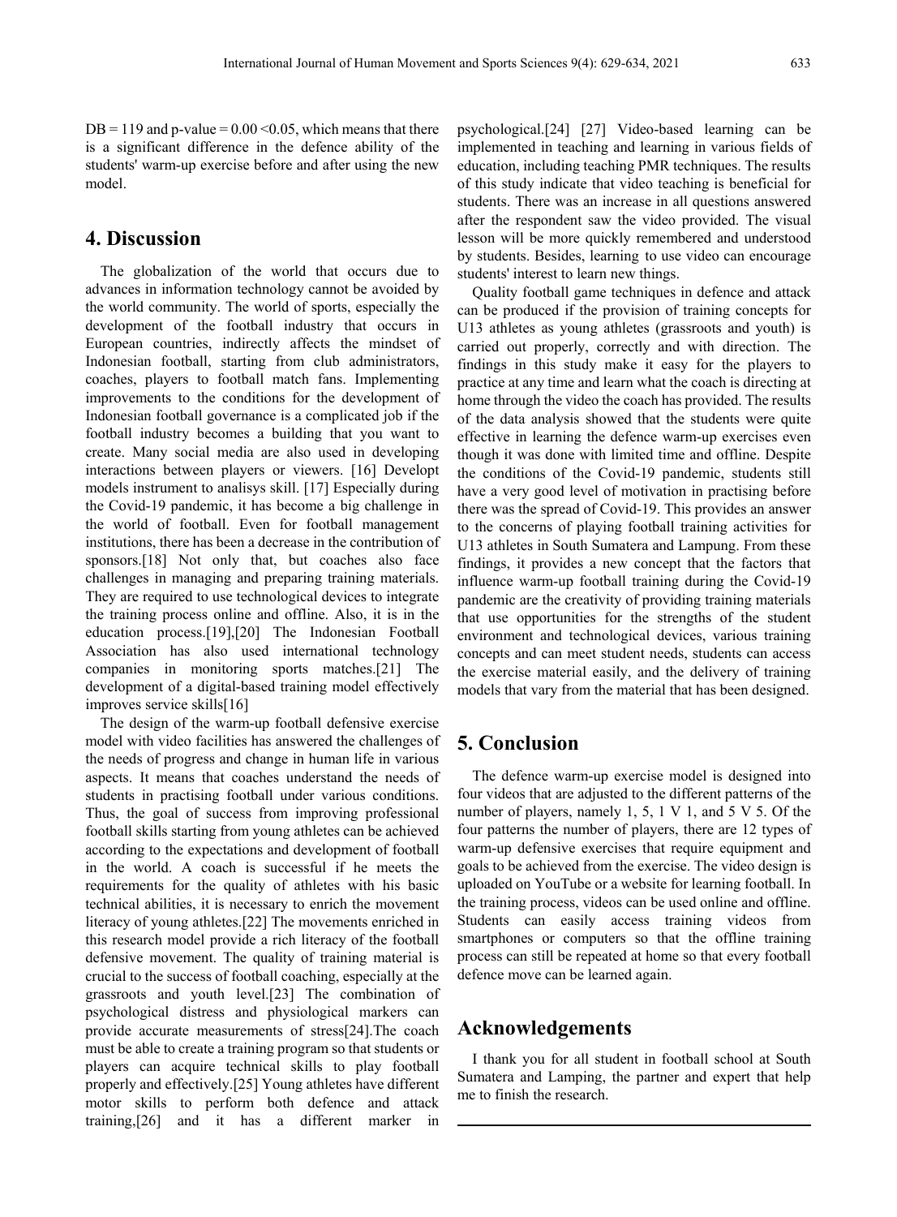DB = 119 and p-value = 0.00 <0.05, which means that there is a significant difference in the defence ability of the students' warm-up exercise before and after using the new model.

## 4. Discussion

The globalization of the world that occurs due to advances in information technology cannot be avoided by the world community. The world of sports, especially the development of the football industry that occurs in European countries, indirectly affects the mindset of Indonesian football, starting from club administrators, coaches, players to football match fans. Implementing improvements to the conditions for the development of Indonesian football governance is a complicated job if the football industry becomes a building that you want to create. Many social media are also used in developing interactions between players or viewers. [16] Developt models instrument to analisys skill. [17] Especially during the Covid-19 pandemic, it has become a big challenge in the world of football. Even for football management institutions, there has been a decrease in the contribution of sponsors.[18] Not only that, but coaches also face challenges in managing and preparing training materials. They are required to use technological devices to integrate the training process online and offline. Also, it is in the education process.[19],[20] The Indonesian Football Association has also used international technology companies in monitoring sports matches.[21] The development of a digital-based training model effectively improves service skills[16]

The design of the warm-up football defensive exercise model with video facilities has answered the challenges of the needs of progress and change in human life in various aspects. It means that coaches understand the needs of students in practising football under various conditions. Thus, the goal of success from improving professional football skills starting from young athletes can be achieved according to the expectations and development of football in the world. A coach is successful if he meets the requirements for the quality of athletes with his basic technical abilities, it is necessary to enrich the movement literacy of young athletes.[22] The movements enriched in this research model provide a rich literacy of the football defensive movement. The quality of training material is crucial to the success of football coaching, especially at the grassroots and youth level.[23] The combination of psychological distress and physiological markers can provide accurate measurements of stress[24].The coach must be able to create a training program so that students or players can acquire technical skills to play football properly and effectively.[25] Young athletes have different motor skills to perform both defence and attack training,[26] and it has a different marker in psychological.[24] [27] Video-based learning can be implemented in teaching and learning in various fields of education, including teaching PMR techniques. The results of this study indicate that video teaching is beneficial for students. There was an increase in all questions answered after the respondent saw the video provided. The visual lesson will be more quickly remembered and understood by students. Besides, learning to use video can encourage students' interest to learn new things.

Quality football game techniques in defence and attack can be produced if the provision of training concepts for U13 athletes as young athletes (grassroots and youth) is carried out properly, correctly and with direction. The findings in this study make it easy for the players to practice at any time and learn what the coach is directing at home through the video the coach has provided. The results of the data analysis showed that the students were quite effective in learning the defence warm-up exercises even though it was done with limited time and offline. Despite the conditions of the Covid-19 pandemic, students still have a very good level of motivation in practising before there was the spread of Covid-19. This provides an answer to the concerns of playing football training activities for U13 athletes in South Sumatera and Lampung. From these findings, it provides a new concept that the factors that influence warm-up football training during the Covid-19 pandemic are the creativity of providing training materials that use opportunities for the strengths of the student environment and technological devices, various training concepts and can meet student needs, students can access the exercise material easily, and the delivery of training models that vary from the material that has been designed.

## 5. Conclusion

The defence warm-up exercise model is designed into four videos that are adjusted to the different patterns of the number of players, namely 1, 5, 1 V 1, and 5 V 5. Of the four patterns the number of players, there are 12 types of warm-up defensive exercises that require equipment and goals to be achieved from the exercise. The video design is uploaded on YouTube or a website for learning football. In the training process, videos can be used online and offline. Students can easily access training videos from smartphones or computers so that the offline training process can still be repeated at home so that every football defence move can be learned again.

## Acknowledgements

I thank you for all student in football school at South Sumatera and Lamping, the partner and expert that help me to finish the research.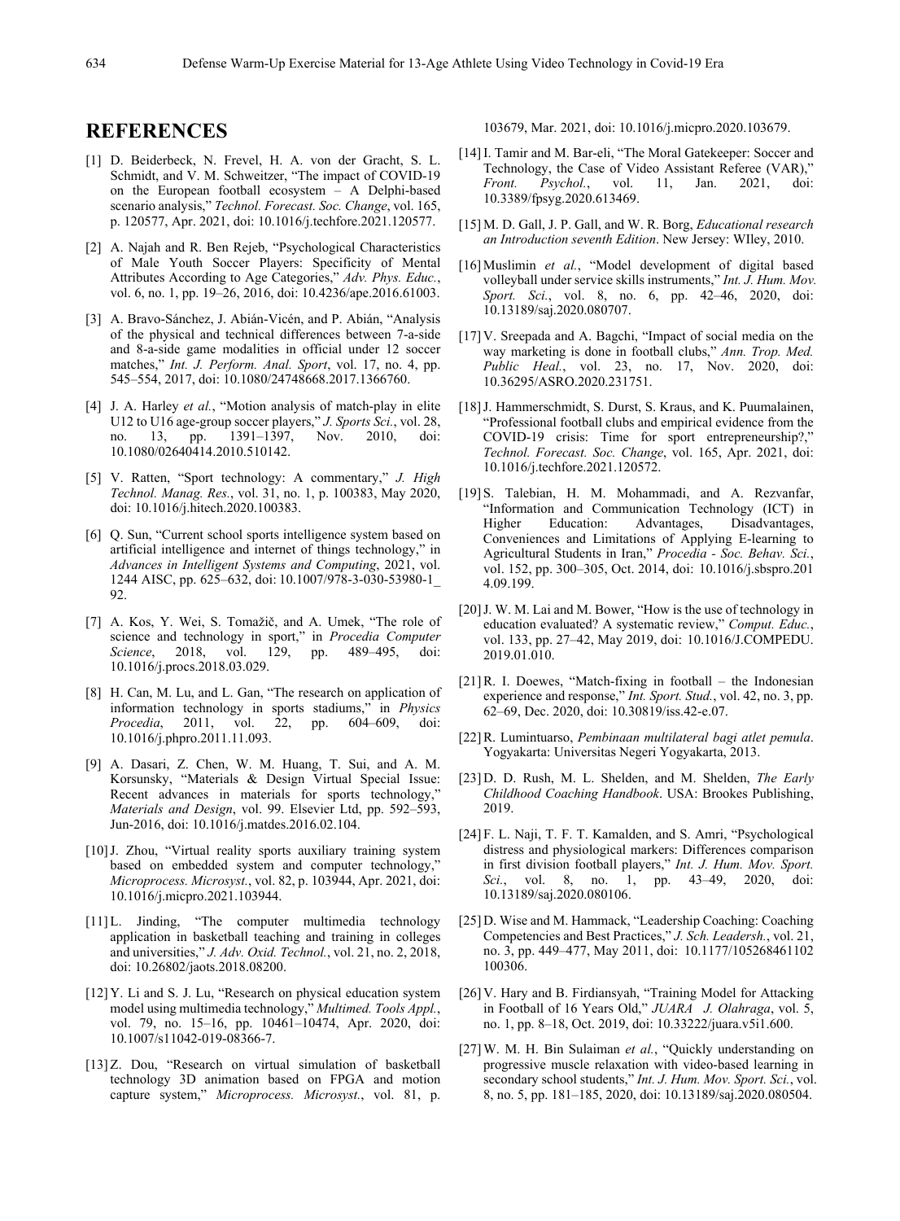## REFERENCES

[1] D. Beiderbeck, N. Frevel, H. A. von der Gracht, S. L. Schmidt, and V. M. Schweitzer, "The impact of COVID-19 on the European football ecosystem – A Delphi-based scenario analysis," *Technol. Forecast. Soc. Change*, vol. 165, p. 120577, Apr. 2021, doi: 10.1016/j.techfore.2021.120577.

[2] A. Najah and R. Ben Rejeb, "Psychological Characteristics of Male Youth Soccer Players: Specificity of Mental Attributes According to Age Categories," *Adv. Phys. Educ.*, vol. 6, no. 1, pp. 19–26, 2016, doi: 10.4236/ape.2016.61003.

[3] A. Bravo-Sánchez, J. Abián-Vicén, and P. Abián, "Analysis of the physical and technical differences between 7-a-side and 8-a-side game modalities in official under 12 soccer matches," *Int. J. Perform. Anal. Sport*, vol. 17, no. 4, pp. 545–554, 2017, doi: 10.1080/24748668.2017.1366760.

[4] J. A. Harley *et al.*, "Motion analysis of match-play in elite U12 to U16 age-group soccer players," *J. Sports Sci.*, vol. 28, no. 13, pp. 1391–1397, Nov. 2010, doi: 10.1080/02640414.2010.510142.

[5] V. Ratten, "Sport technology: A commentary," *J. High Technol. Manag. Res.*, vol. 31, no. 1, p. 100383, May 2020, doi: 10.1016/j.hitech.2020.100383.

[6] Q. Sun, "Current school sports intelligence system based on artificial intelligence and internet of things technology," in *Advances in Intelligent Systems and Computing*, 2021, vol. 1244 AISC, pp. 625–632, doi: 10.1007/978-3-030-53980-1_92.

[7] A. Kos, Y. Wei, S. Tomažič, and A. Umek, "The role of science and technology in sport," in *Procedia Computer Science*, 2018, vol. 129, pp. 489–495, doi: 10.1016/j.procs.2018.03.029.

[8] H. Can, M. Lu, and L. Gan, "The research on application of information technology in sports stadiums," in *Physics Procedia*, 2011, vol. 22, pp. 604–609, doi: 10.1016/j.phpro.2011.11.093.

[9] A. Dasari, Z. Chen, W. M. Huang, T. Sui, and A. M. Korsunsky, "Materials & Design Virtual Special Issue: Recent advances in materials for sports technology," *Materials and Design*, vol. 99. Elsevier Ltd, pp. 592–593, Jun-2016, doi: 10.1016/j.matdes.2016.02.104.

[10] J. Zhou, "Virtual reality sports auxiliary training system based on embedded system and computer technology," *Microprocess. Microsyst.*, vol. 82, p. 103944, Apr. 2021, doi: 10.1016/j.micpro.2021.103944.

[11] L. Jinding, "The computer multimedia technology application in basketball teaching and training in colleges and universities," *J. Adv. Oxid. Technol.*, vol. 21, no. 2, 2018, doi: 10.26802/jaots.2018.08200.

[12] Y. Li and S. J. Lu, "Research on physical education system model using multimedia technology," *Multimed. Tools Appl.*, vol. 79, no. 15–16, pp. 10461–10474, Apr. 2020, doi: 10.1007/s11042-019-08366-7.

[13] Z. Dou, "Research on virtual simulation of basketball technology 3D animation based on FPGA and motion capture system," *Microprocess. Microsyst.*, vol. 81, p. 103679, Mar. 2021, doi: 10.1016/j.micpro.2020.103679.

[14] I. Tamir and M. Bar-eli, "The Moral Gatekeeper: Soccer and Technology, the Case of Video Assistant Referee (VAR)," *Front. Psychol.*, vol. 11, Jan. 2021, doi: 10.3389/fpsyg.2020.613469.

[15] M. D. Gall, J. P. Gall, and W. R. Borg, *Educational research an Introduction seventh Edition*. New Jersey: WIley, 2010.

[16] Muslimin *et al.*, "Model development of digital based volleyball under service skills instruments," *Int. J. Hum. Mov. Sport. Sci.*, vol. 8, no. 6, pp. 42–46, 2020, doi: 10.13189/saj.2020.080707.

[17] V. Sreepada and A. Bagchi, "Impact of social media on the way marketing is done in football clubs," *Ann. Trop. Med. Public Heal.*, vol. 23, no. 17, Nov. 2020, doi: 10.36295/ASRO.2020.231751.

[18] J. Hammerschmidt, S. Durst, S. Kraus, and K. Puumalainen, "Professional football clubs and empirical evidence from the COVID-19 crisis: Time for sport entrepreneurship?," *Technol. Forecast. Soc. Change*, vol. 165, Apr. 2021, doi: 10.1016/j.techfore.2021.120572.

[19] S. Talebian, H. M. Mohammadi, and A. Rezvanfar, "Information and Communication Technology (ICT) in Higher Education: Advantages, Disadvantages, Conveniences and Limitations of Applying E-learning to Agricultural Students in Iran," *Procedia - Soc. Behav. Sci.*, vol. 152, pp. 300–305, Oct. 2014, doi: 10.1016/j.sbspro.2014.09.199.

[20] J. W. M. Lai and M. Bower, "How is the use of technology in education evaluated? A systematic review," *Comput. Educ.*, vol. 133, pp. 27–42, May 2019, doi: 10.1016/J.COMPEDU.2019.01.010.

[21] R. I. Doewes, "Match-fixing in football – the Indonesian experience and response," *Int. Sport. Stud.*, vol. 42, no. 3, pp. 62–69, Dec. 2020, doi: 10.30819/iss.42-e.07.

[22] R. Lumintuarso, *Pembinaan multilateral bagi atlet pemula*. Yogyakarta: Universitas Negeri Yogyakarta, 2013.

[23] D. D. Rush, M. L. Shelden, and M. Shelden, *The Early Childhood Coaching Handbook*. USA: Brookes Publishing, 2019.

[24] F. L. Naji, T. F. T. Kamalden, and S. Amri, "Psychological distress and physiological markers: Differences comparison in first division football players," *Int. J. Hum. Mov. Sport. Sci.*, vol. 8, no. 1, pp. 43–49, 2020, doi: 10.13189/saj.2020.080106.

[25] D. Wise and M. Hammack, "Leadership Coaching: Coaching Competencies and Best Practices," *J. Sch. Leadersh.*, vol. 21, no. 3, pp. 449–477, May 2011, doi: 10.1177/105268461102100306.

[26] V. Hary and B. Firdiansyah, "Training Model for Attacking in Football of 16 Years Old," *JUARA J. Olahraga*, vol. 5, no. 1, pp. 8–18, Oct. 2019, doi: 10.33222/juara.v5i1.600.

[27] W. M. H. Bin Sulaiman *et al.*, "Quickly understanding on progressive muscle relaxation with video-based learning in secondary school students," *Int. J. Hum. Mov. Sport. Sci.*, vol. 8, no. 5, pp. 181–185, 2020, doi: 10.13189/saj.2020.080504.